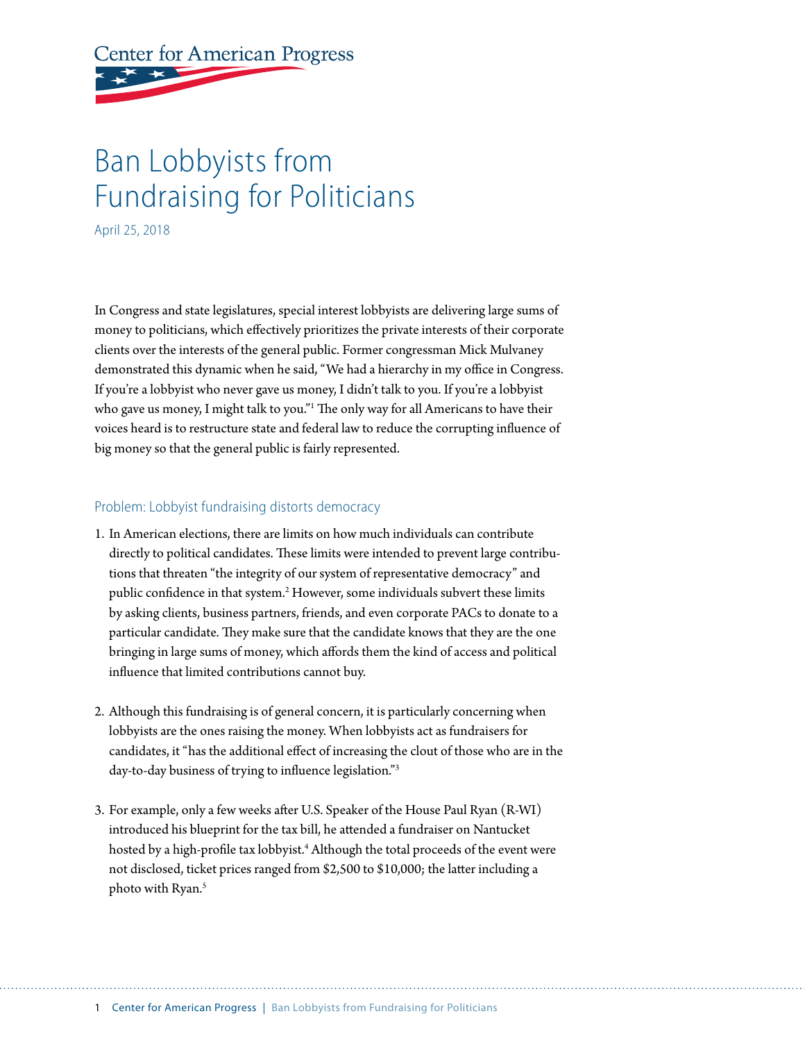Center for American Progress

# Ban Lobbyists from Fundraising for Politicians

April 25, 2018

In Congress and state legislatures, special interest lobbyists are delivering large sums of money to politicians, which effectively prioritizes the private interests of their corporate clients over the interests of the general public. Former congressman Mick Mulvaney demonstrated this dynamic when he said, "We had a hierarchy in my office in Congress. If you're a lobbyist who never gave us money, I didn't talk to you. If you're a lobbyist who gave us money, I might talk to you."[1] The only way for all Americans to have their voices heard is to restructure state and federal law to reduce the corrupting influence of big money so that the general public is fairly represented.

## Problem: Lobbyist fundraising distorts democracy

1. In American elections, there are limits on how much individuals can contribute directly to political candidates. These limits were intended to prevent large contributions that threaten "the integrity of our system of representative democracy" and public confidence in that system.[2] However, some individuals subvert these limits by asking clients, business partners, friends, and even corporate PACs to donate to a particular candidate. They make sure that the candidate knows that they are the one bringing in large sums of money, which affords them the kind of access and political influence that limited contributions cannot buy.

2. Although this fundraising is of general concern, it is particularly concerning when lobbyists are the ones raising the money. When lobbyists act as fundraisers for candidates, it "has the additional effect of increasing the clout of those who are in the day-to-day business of trying to influence legislation."[3]

3. For example, only a few weeks after U.S. Speaker of the House Paul Ryan (R-WI) introduced his blueprint for the tax bill, he attended a fundraiser on Nantucket hosted by a high-profile tax lobbyist.[4] Although the total proceeds of the event were not disclosed, ticket prices ranged from $2,500 to $10,000; the latter including a photo with Ryan.[5]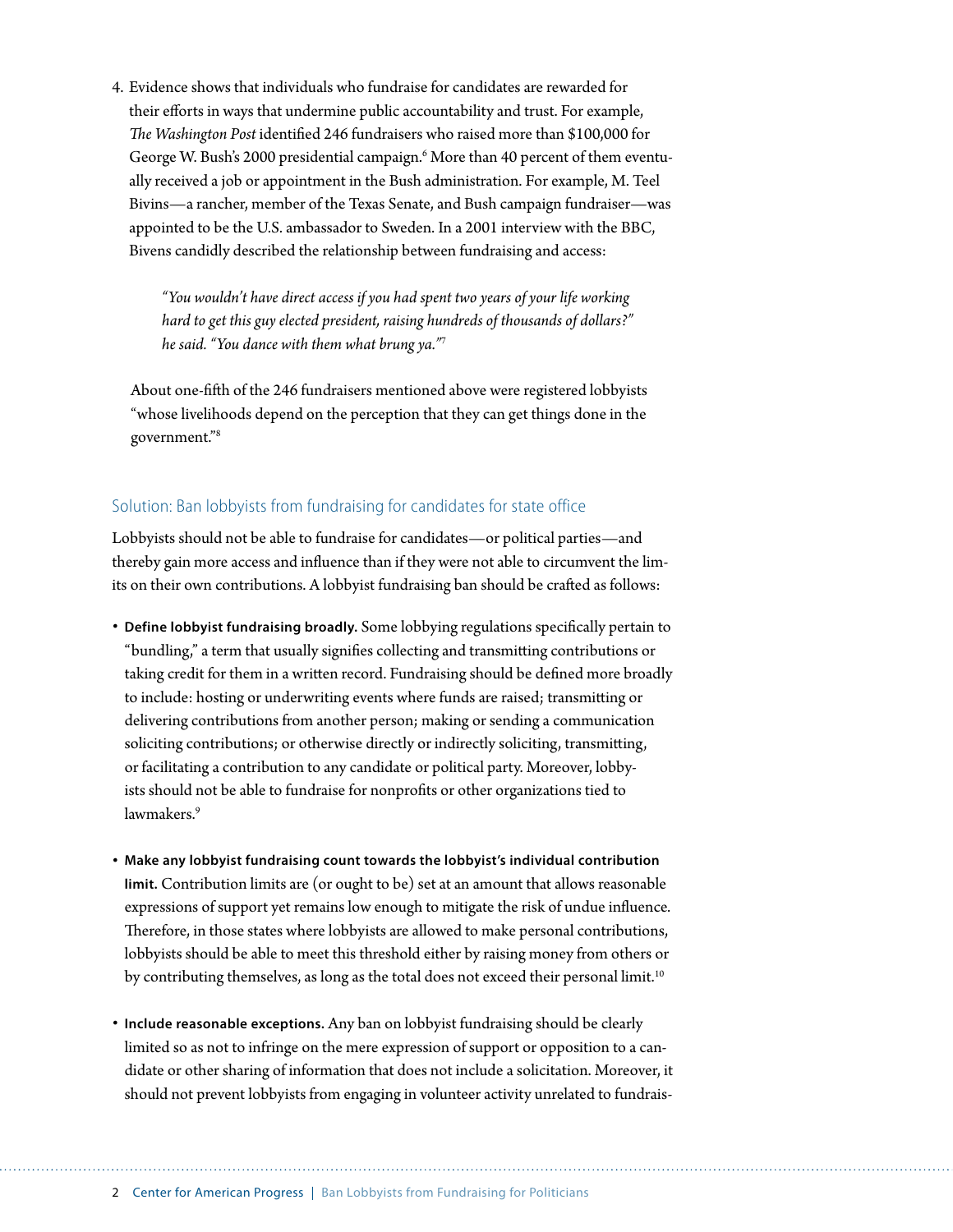4. Evidence shows that individuals who fundraise for candidates are rewarded for their efforts in ways that undermine public accountability and trust. For example, *The Washington Post* identified 246 fundraisers who raised more than $100,000 for George W. Bush's 2000 presidential campaign.[6] More than 40 percent of them eventually received a job or appointment in the Bush administration. For example, M. Teel Bivins—a rancher, member of the Texas Senate, and Bush campaign fundraiser—was appointed to be the U.S. ambassador to Sweden. In a 2001 interview with the BBC, Bivens candidly described the relationship between fundraising and access:

   > *"You wouldn't have direct access if you had spent two years of your life working hard to get this guy elected president, raising hundreds of thousands of dollars?" he said. "You dance with them what brung ya."*[7]

   About one-fifth of the 246 fundraisers mentioned above were registered lobbyists "whose livelihoods depend on the perception that they can get things done in the government."[8]

## Solution: Ban lobbyists from fundraising for candidates for state office

Lobbyists should not be able to fundraise for candidates—or political parties—and thereby gain more access and influence than if they were not able to circumvent the limits on their own contributions. A lobbyist fundraising ban should be crafted as follows:

- **Define lobbyist fundraising broadly.** Some lobbying regulations specifically pertain to "bundling," a term that usually signifies collecting and transmitting contributions or taking credit for them in a written record. Fundraising should be defined more broadly to include: hosting or underwriting events where funds are raised; transmitting or delivering contributions from another person; making or sending a communication soliciting contributions; or otherwise directly or indirectly soliciting, transmitting, or facilitating a contribution to any candidate or political party. Moreover, lobbyists should not be able to fundraise for nonprofits or other organizations tied to lawmakers.[9]

- **Make any lobbyist fundraising count towards the lobbyist's individual contribution limit.** Contribution limits are (or ought to be) set at an amount that allows reasonable expressions of support yet remains low enough to mitigate the risk of undue influence. Therefore, in those states where lobbyists are allowed to make personal contributions, lobbyists should be able to meet this threshold either by raising money from others or by contributing themselves, as long as the total does not exceed their personal limit.[10]

- **Include reasonable exceptions.** Any ban on lobbyist fundraising should be clearly limited so as not to infringe on the mere expression of support or opposition to a candidate or other sharing of information that does not include a solicitation. Moreover, it should not prevent lobbyists from engaging in volunteer activity unrelated to fundrais-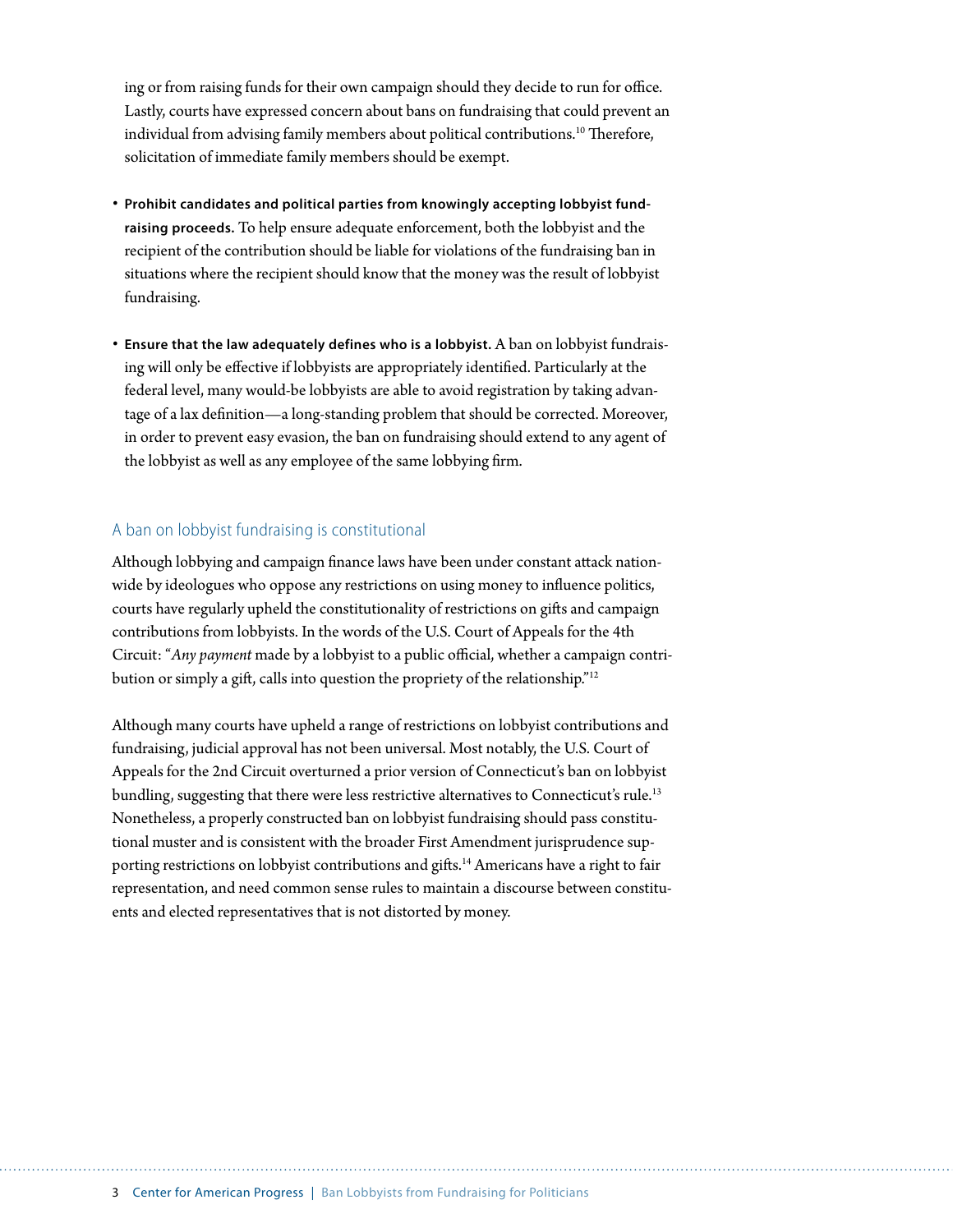ing or from raising funds for their own campaign should they decide to run for office. Lastly, courts have expressed concern about bans on fundraising that could prevent an individual from advising family members about political contributions.[10] Therefore, solicitation of immediate family members should be exempt.

- **Prohibit candidates and political parties from knowingly accepting lobbyist fundraising proceeds.** To help ensure adequate enforcement, both the lobbyist and the recipient of the contribution should be liable for violations of the fundraising ban in situations where the recipient should know that the money was the result of lobbyist fundraising.
- **Ensure that the law adequately defines who is a lobbyist.** A ban on lobbyist fundraising will only be effective if lobbyists are appropriately identified. Particularly at the federal level, many would-be lobbyists are able to avoid registration by taking advantage of a lax definition—a long-standing problem that should be corrected. Moreover, in order to prevent easy evasion, the ban on fundraising should extend to any agent of the lobbyist as well as any employee of the same lobbying firm.

## A ban on lobbyist fundraising is constitutional

Although lobbying and campaign finance laws have been under constant attack nationwide by ideologues who oppose any restrictions on using money to influence politics, courts have regularly upheld the constitutionality of restrictions on gifts and campaign contributions from lobbyists. In the words of the U.S. Court of Appeals for the 4th Circuit: "*Any payment* made by a lobbyist to a public official, whether a campaign contribution or simply a gift, calls into question the propriety of the relationship."[12]

Although many courts have upheld a range of restrictions on lobbyist contributions and fundraising, judicial approval has not been universal. Most notably, the U.S. Court of Appeals for the 2nd Circuit overturned a prior version of Connecticut's ban on lobbyist bundling, suggesting that there were less restrictive alternatives to Connecticut's rule.[13] Nonetheless, a properly constructed ban on lobbyist fundraising should pass constitutional muster and is consistent with the broader First Amendment jurisprudence supporting restrictions on lobbyist contributions and gifts.[14] Americans have a right to fair representation, and need common sense rules to maintain a discourse between constituents and elected representatives that is not distorted by money.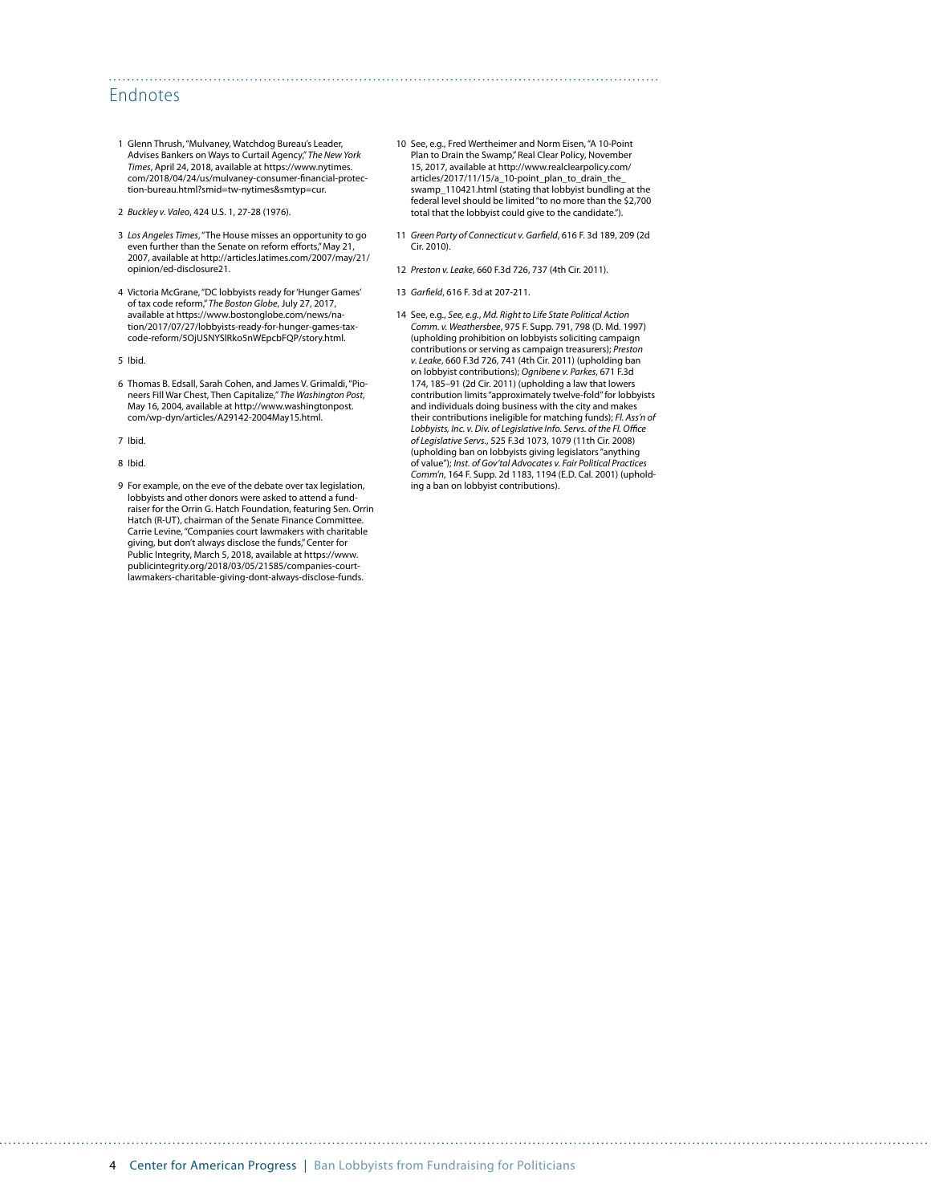## Endnotes

1 Glenn Thrush, "Mulvaney, Watchdog Bureau's Leader, Advises Bankers on Ways to Curtail Agency," *The New York Times*, April 24, 2018, available at https://www.nytimes.com/2018/04/24/us/mulvaney-consumer-financial-protection-bureau.html?smid=tw-nytimes&smtyp=cur.

2 *Buckley v. Valeo*, 424 U.S. 1, 27-28 (1976).

3 *Los Angeles Times*, "The House misses an opportunity to go even further than the Senate on reform efforts," May 21, 2007, available at http://articles.latimes.com/2007/may/21/opinion/ed-disclosure21.

4 Victoria McGrane, "DC lobbyists ready for 'Hunger Games' of tax code reform," *The Boston Globe*, July 27, 2017, available at https://www.bostonglobe.com/news/nation/2017/07/27/lobbyists-ready-for-hunger-games-tax-code-reform/5OjUSNYSlRko5nWEpcbFQP/story.html.

5 Ibid.

6 Thomas B. Edsall, Sarah Cohen, and James V. Grimaldi, "Pioneers Fill War Chest, Then Capitalize," *The Washington Post*, May 16, 2004, available at http://www.washingtonpost.com/wp-dyn/articles/A29142-2004May15.html.

7 Ibid.

8 Ibid.

9 For example, on the eve of the debate over tax legislation, lobbyists and other donors were asked to attend a fundraiser for the Orrin G. Hatch Foundation, featuring Sen. Orrin Hatch (R-UT), chairman of the Senate Finance Committee. Carrie Levine, "Companies court lawmakers with charitable giving, but don't always disclose the funds," Center for Public Integrity, March 5, 2018, available at https://www.publicintegrity.org/2018/03/05/21585/companies-court-lawmakers-charitable-giving-dont-always-disclose-funds.

10 See, e.g., Fred Wertheimer and Norm Eisen, "A 10-Point Plan to Drain the Swamp," Real Clear Policy, November 15, 2017, available at http://www.realclearpolicy.com/articles/2017/11/15/a_10-point_plan_to_drain_the_swamp_110421.html (stating that lobbyist bundling at the federal level should be limited "to no more than the $2,700 total that the lobbyist could give to the candidate.").

11 *Green Party of Connecticut v. Garfield*, 616 F. 3d 189, 209 (2d Cir. 2010).

12 *Preston v. Leake*, 660 F.3d 726, 737 (4th Cir. 2011).

13 *Garfield*, 616 F. 3d at 207-211.

14 See, e.g., *See, e.g., Md. Right to Life State Political Action Comm. v. Weathersbee*, 975 F. Supp. 791, 798 (D. Md. 1997) (upholding prohibition on lobbyists soliciting campaign contributions or serving as campaign treasurers); *Preston v. Leake*, 660 F.3d 726, 741 (4th Cir. 2011) (upholding ban on lobbyist contributions); *Ognibene v. Parkes*, 671 F.3d 174, 185–91 (2d Cir. 2011) (upholding a law that lowers contribution limits "approximately twelve-fold" for lobbyists and individuals doing business with the city and makes their contributions ineligible for matching funds); *Fl. Ass'n of Lobbyists, Inc. v. Div. of Legislative Info. Servs. of the Fl. Office of Legislative Servs.*, 525 F.3d 1073, 1079 (11th Cir. 2008) (upholding ban on lobbyists giving legislators "anything of value"); *Inst. of Gov'tal Advocates v. Fair Political Practices Comm'n*, 164 F. Supp. 2d 1183, 1194 (E.D. Cal. 2001) (upholding a ban on lobbyist contributions).